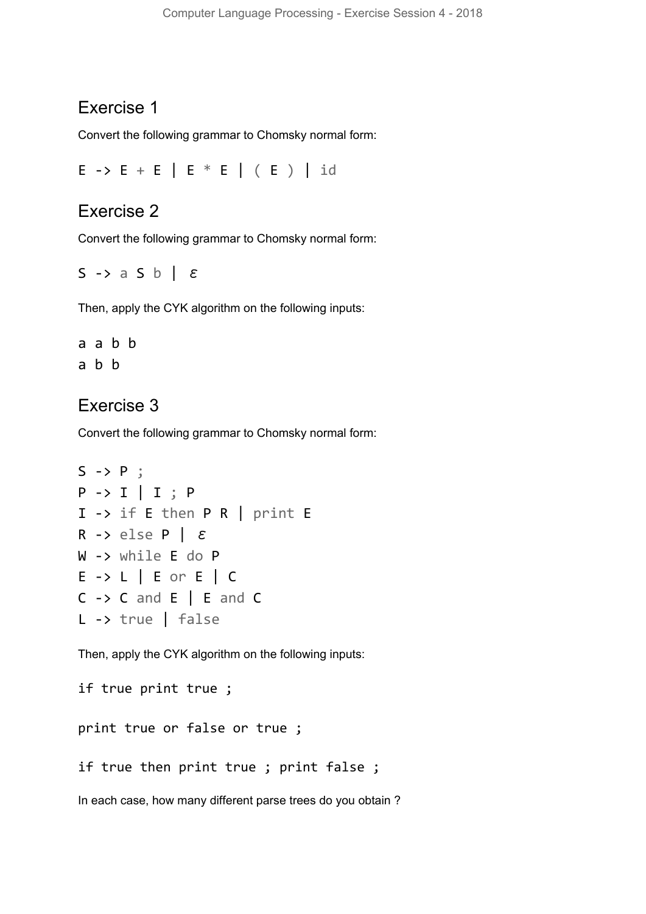## Exercise 1

Convert the following grammar to Chomsky normal form:

```
E -> E + E | E * E | ( E ) | id
```

## Exercise 2

Convert the following grammar to Chomsky normal form:

```
S -> a S b | ε
```

Then, apply the CYK algorithm on the following inputs:

```
a a b b
a b b
```

## Exercise 3

Convert the following grammar to Chomsky normal form:

```
S -> P ;
P -> I | I ; P
I -> if E then P R | print E
R -> else P | ε
W -> while E do P
E -> L | E or E | C
C -> C and E | E and C
L -> true | false
```

Then, apply the CYK algorithm on the following inputs:

```
if true print true ;

print true or false or true ;

if true then print true ; print false ;
```

In each case, how many different parse trees do you obtain ?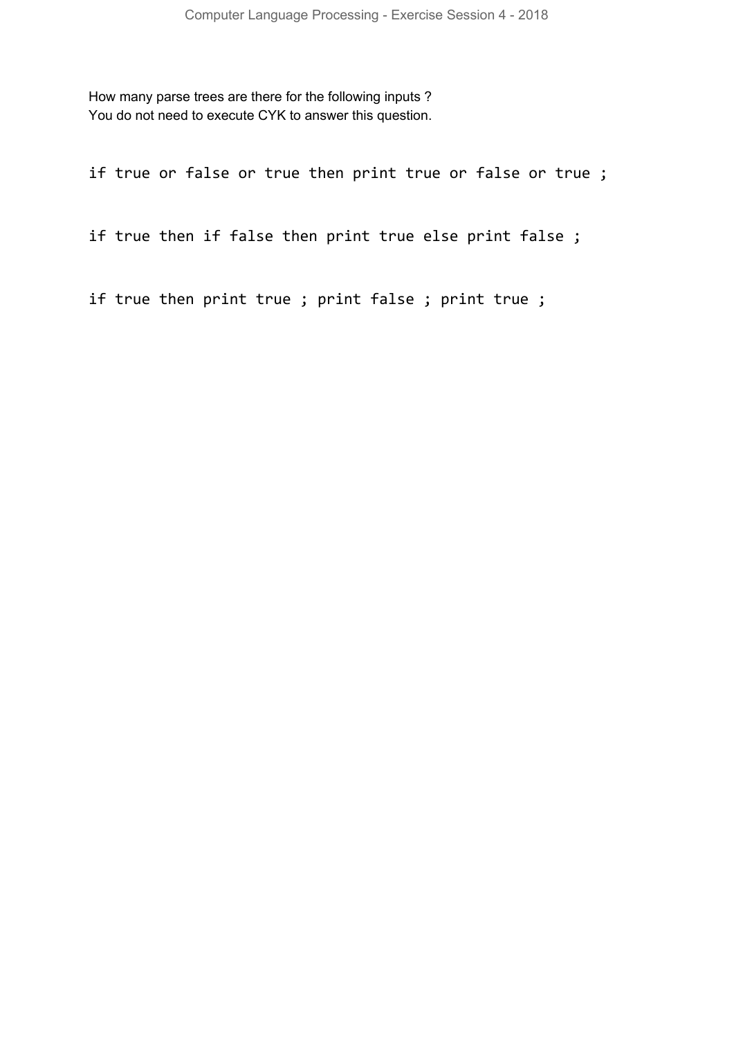How many parse trees are there for the following inputs ?
You do not need to execute CYK to answer this question.

```
if true or false or true then print true or false or true ;
```

```
if true then if false then print true else print false ;
```

```
if true then print true ; print false ; print true ;
```